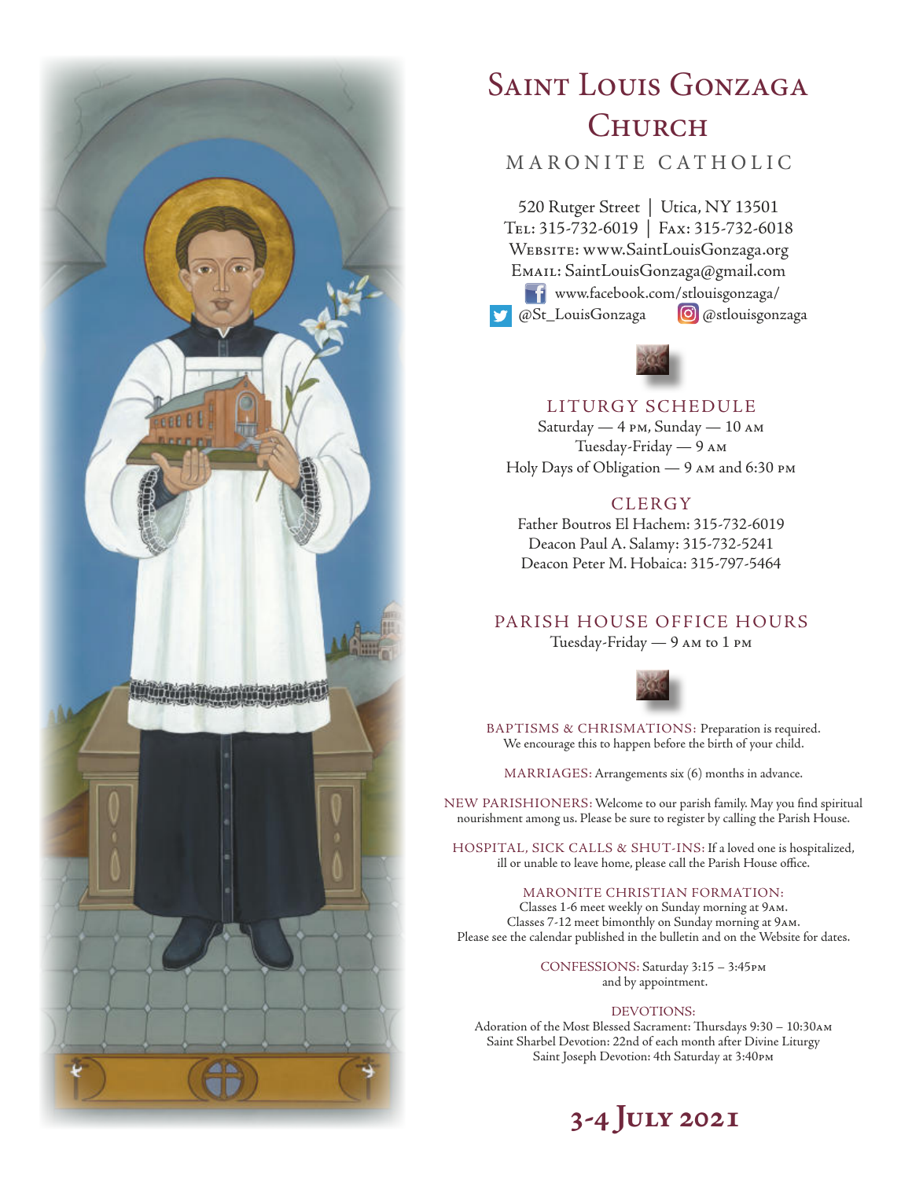# Saint Louis Gonzaga Church

MARONITE CATHOLIC

520 Rutger Street | Utica, NY 13501
Tel: 315-732-6019 | Fax: 315-732-6018
Website: www.SaintLouisGonzaga.org
Email: SaintLouisGonzaga@gmail.com
www.facebook.com/stlouisgonzaga/
@St_LouisGonzaga @stlouisgonzaga

## LITURGY SCHEDULE

Saturday — 4 PM, Sunday — 10 AM
Tuesday-Friday — 9 AM
Holy Days of Obligation — 9 AM and 6:30 PM

## CLERGY

Father Boutros El Hachem: 315-732-6019
Deacon Paul A. Salamy: 315-732-5241
Deacon Peter M. Hobaica: 315-797-5464

## PARISH HOUSE OFFICE HOURS

Tuesday-Friday — 9 AM to 1 PM

BAPTISMS & CHRISMATIONS: Preparation is required. We encourage this to happen before the birth of your child.

MARRIAGES: Arrangements six (6) months in advance.

NEW PARISHIONERS: Welcome to our parish family. May you find spiritual nourishment among us. Please be sure to register by calling the Parish House.

HOSPITAL, SICK CALLS & SHUT-INS: If a loved one is hospitalized, ill or unable to leave home, please call the Parish House office.

MARONITE CHRISTIAN FORMATION:
Classes 1-6 meet weekly on Sunday morning at 9AM.
Classes 7-12 meet bimonthly on Sunday morning at 9AM.
Please see the calendar published in the bulletin and on the Website for dates.

CONFESSIONS: Saturday 3:15 – 3:45PM and by appointment.

DEVOTIONS:
Adoration of the Most Blessed Sacrament: Thursdays 9:30 – 10:30AM
Saint Sharbel Devotion: 22nd of each month after Divine Liturgy
Saint Joseph Devotion: 4th Saturday at 3:40PM

## 3-4 July 2021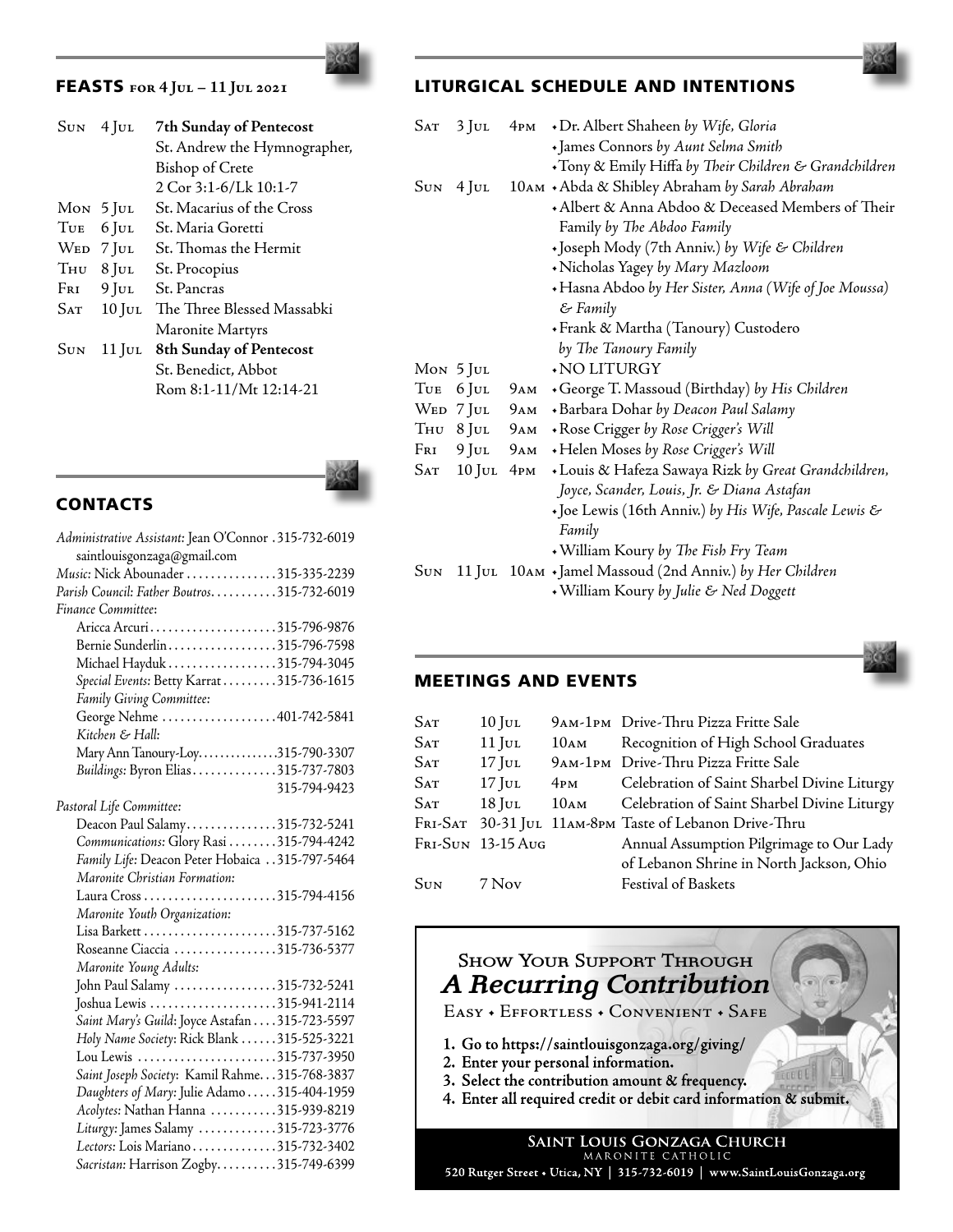## FEASTS for 4 Jul – 11 Jul 2021

| | | |
|---|---|---|
| Sun | 4 Jul | **7th Sunday of Pentecost**<br>St. Andrew the Hymnographer, Bishop of Crete<br>2 Cor 3:1-6/Lk 10:1-7 |
| Mon | 5 Jul | St. Macarius of the Cross |
| Tue | 6 Jul | St. Maria Goretti |
| Wed | 7 Jul | St. Thomas the Hermit |
| Thu | 8 Jul | St. Procopius |
| Fri | 9 Jul | St. Pancras |
| Sat | 10 Jul | The Three Blessed Massabki Maronite Martyrs |
| Sun | 11 Jul | **8th Sunday of Pentecost**<br>St. Benedict, Abbot<br>Rom 8:1-11/Mt 12:14-21 |

## CONTACTS

*Administrative Assistant:* Jean O'Connor . 315-732-6019
saintlouisgonzaga@gmail.com
*Music:* Nick Abounader . 315-335-2239
*Parish Council: Father Boutros* . 315-732-6019
*Finance Committee:*
- Aricca Arcuri . 315-796-9876
- Bernie Sunderlin . 315-796-7598
- Michael Hayduk . 315-794-3045
- *Special Events:* Betty Karrat . 315-736-1615
- *Family Giving Committee:*
  - George Nehme . 401-742-5841
- *Kitchen & Hall:*
  - Mary Ann Tanoury-Loy . 315-790-3307
- *Buildings:* Byron Elias . 315-737-7803, 315-794-9423

*Pastoral Life Committee:*
- Deacon Paul Salamy . 315-732-5241
- *Communications:* Glory Rasi . 315-794-4242
- *Family Life:* Deacon Peter Hobaica . 315-797-5464
- *Maronite Christian Formation:*
  - Laura Cross . 315-794-4156
- *Maronite Youth Organization:*
  - Lisa Barkett . 315-737-5162
  - Roseanne Ciaccia . 315-736-5377
- *Maronite Young Adults:*
  - John Paul Salamy . 315-732-5241
  - Joshua Lewis . 315-941-2114
- *Saint Mary's Guild:* Joyce Astafan . 315-723-5597
- *Holy Name Society:* Rick Blank . 315-525-3221
  - Lou Lewis . 315-737-3950
- *Saint Joseph Society:* Kamil Rahme . 315-768-3837
- *Daughters of Mary:* Julie Adamo . 315-404-1959
- *Acolytes:* Nathan Hanna . 315-939-8219
- *Liturgy:* James Salamy . 315-723-3776
- *Lectors:* Lois Mariano . 315-732-3402
- *Sacristan:* Harrison Zogby . 315-749-6399

## LITURGICAL SCHEDULE AND INTENTIONS

| | | | |
|---|---|---|---|
| Sat | 3 Jul | 4pm | • Dr. Albert Shaheen *by Wife, Gloria*<br>• James Connors *by Aunt Selma Smith*<br>• Tony & Emily Hiffa *by Their Children & Grandchildren* |
| Sun | 4 Jul | 10am | • Abda & Shibley Abraham *by Sarah Abraham*<br>• Albert & Anna Abdoo & Deceased Members of Their Family *by The Abdoo Family*<br>• Joseph Mody (7th Anniv.) *by Wife & Children*<br>• Nicholas Yagey *by Mary Mazloom*<br>• Hasna Abdoo *by Her Sister, Anna (Wife of Joe Moussa) & Family*<br>• Frank & Martha (Tanoury) Custodero *by The Tanoury Family* |
| Mon | 5 Jul | | • NO LITURGY |
| Tue | 6 Jul | 9am | • George T. Massoud (Birthday) *by His Children* |
| Wed | 7 Jul | 9am | • Barbara Dohar *by Deacon Paul Salamy* |
| Thu | 8 Jul | 9am | • Rose Crigger *by Rose Crigger's Will* |
| Fri | 9 Jul | 9am | • Helen Moses *by Rose Crigger's Will* |
| Sat | 10 Jul | 4pm | • Louis & Hafeza Sawaya Rizk *by Great Grandchildren, Joyce, Scander, Louis, Jr. & Diana Astafan*<br>• Joe Lewis (16th Anniv.) *by His Wife, Pascale Lewis & Family*<br>• William Koury *by The Fish Fry Team* |
| Sun | 11 Jul | 10am | • Jamel Massoud (2nd Anniv.) *by Her Children*<br>• William Koury *by Julie & Ned Doggett* |

## MEETINGS AND EVENTS

| | | | |
|---|---|---|---|
| Sat | 10 Jul | 9am-1pm | Drive-Thru Pizza Fritte Sale |
| Sat | 11 Jul | 10am | Recognition of High School Graduates |
| Sat | 17 Jul | 9am-1pm | Drive-Thru Pizza Fritte Sale |
| Sat | 17 Jul | 4pm | Celebration of Saint Sharbel Divine Liturgy |
| Sat | 18 Jul | 10am | Celebration of Saint Sharbel Divine Liturgy |
| Fri-Sat | 30-31 Jul | 11am-8pm | Taste of Lebanon Drive-Thru |
| Fri-Sun | 13-15 Aug | | Annual Assumption Pilgrimage to Our Lady of Lebanon Shrine in North Jackson, Ohio |
| Sun | 7 Nov | | Festival of Baskets |

### Show Your Support Through
## *A Recurring Contribution*

Easy • Effortless • Convenient • Safe

1. **Go to https://saintlouisgonzaga.org/giving/**
2. **Enter your personal information.**
3. **Select the contribution amount & frequency.**
4. **Enter all required credit or debit card information & submit.**

**Saint Louis Gonzaga Church**
Maronite Catholic
**520 Rutger Street • Utica, NY | 315-732-6019 | www.SaintLouisGonzaga.org**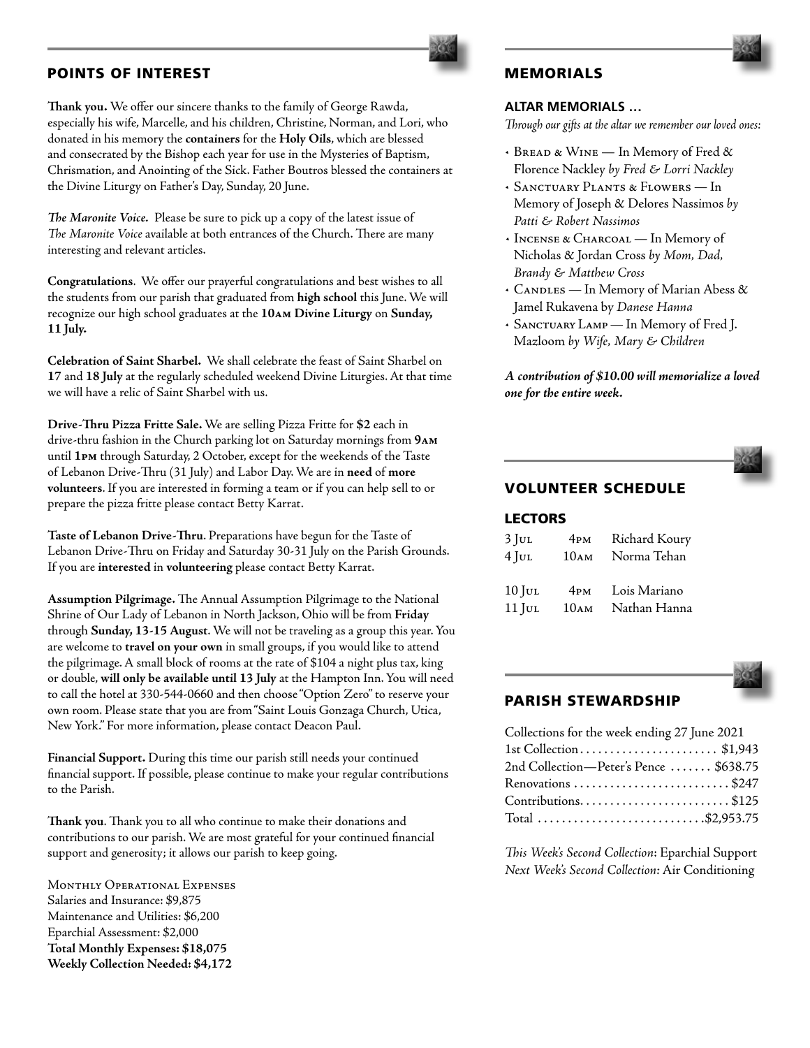## POINTS OF INTEREST

**Thank you.** We offer our sincere thanks to the family of George Rawda, especially his wife, Marcelle, and his children, Christine, Norman, and Lori, who donated in his memory the **containers** for the **Holy Oils**, which are blessed and consecrated by the Bishop each year for use in the Mysteries of Baptism, Chrismation, and Anointing of the Sick. Father Boutros blessed the containers at the Divine Liturgy on Father's Day, Sunday, 20 June.

***The Maronite Voice.*** Please be sure to pick up a copy of the latest issue of *The Maronite Voice* available at both entrances of the Church. There are many interesting and relevant articles.

**Congratulations**. We offer our prayerful congratulations and best wishes to all the students from our parish that graduated from **high school** this June. We will recognize our high school graduates at the **10AM Divine Liturgy** on **Sunday, 11 July.**

**Celebration of Saint Sharbel.** We shall celebrate the feast of Saint Sharbel on **17** and **18 July** at the regularly scheduled weekend Divine Liturgies. At that time we will have a relic of Saint Sharbel with us.

**Drive-Thru Pizza Fritte Sale.** We are selling Pizza Fritte for **$2** each in drive-thru fashion in the Church parking lot on Saturday mornings from **9AM** until **1PM** through Saturday, 2 October, except for the weekends of the Taste of Lebanon Drive-Thru (31 July) and Labor Day. We are in **need** of **more volunteers**. If you are interested in forming a team or if you can help sell to or prepare the pizza fritte please contact Betty Karrat.

**Taste of Lebanon Drive-Thru**. Preparations have begun for the Taste of Lebanon Drive-Thru on Friday and Saturday 30-31 July on the Parish Grounds. If you are **interested** in **volunteering** please contact Betty Karrat.

**Assumption Pilgrimage.** The Annual Assumption Pilgrimage to the National Shrine of Our Lady of Lebanon in North Jackson, Ohio will be from **Friday** through **Sunday, 13-15 August**. We will not be traveling as a group this year. You are welcome to **travel on your own** in small groups, if you would like to attend the pilgrimage. A small block of rooms at the rate of $104 a night plus tax, king or double, **will only be available until 13 July** at the Hampton Inn. You will need to call the hotel at 330-544-0660 and then choose "Option Zero" to reserve your own room. Please state that you are from "Saint Louis Gonzaga Church, Utica, New York." For more information, please contact Deacon Paul.

**Financial Support.** During this time our parish still needs your continued financial support. If possible, please continue to make your regular contributions to the Parish.

**Thank you**. Thank you to all who continue to make their donations and contributions to our parish. We are most grateful for your continued financial support and generosity; it allows our parish to keep going.

MONTHLY OPERATIONAL EXPENSES
Salaries and Insurance: $9,875
Maintenance and Utilities: $6,200
Eparchial Assessment: $2,000
**Total Monthly Expenses: $18,075**
**Weekly Collection Needed: $4,172**

## MEMORIALS

### ALTAR MEMORIALS …

*Through our gifts at the altar we remember our loved ones:*

- BREAD & WINE — In Memory of Fred & Florence Nackley *by Fred & Lorri Nackley*
- SANCTUARY PLANTS & FLOWERS — In Memory of Joseph & Delores Nassimos *by Patti & Robert Nassimos*
- INCENSE & CHARCOAL — In Memory of Nicholas & Jordan Cross *by Mom, Dad, Brandy & Matthew Cross*
- CANDLES — In Memory of Marian Abess & Jamel Rukavena by *Danese Hanna*
- SANCTUARY LAMP — In Memory of Fred J. Mazloom *by Wife, Mary & Children*

***A contribution of $10.00 will memorialize a loved one for the entire week.***

## VOLUNTEER SCHEDULE

### LECTORS

| | | |
|---|---|---|
| 3 Jul | 4PM | Richard Koury |
| 4 Jul | 10AM | Norma Tehan |
| 10 Jul | 4PM | Lois Mariano |
| 11 Jul | 10AM | Nathan Hanna |

## PARISH STEWARDSHIP

Collections for the week ending 27 June 2021

| | |
|---|---|
| 1st Collection | $1,943 |
| 2nd Collection—Peter's Pence | $638.75 |
| Renovations | $247 |
| Contributions | $125 |
| Total | $2,953.75 |

*This Week's Second Collection*: Eparchial Support
*Next Week's Second Collection*: Air Conditioning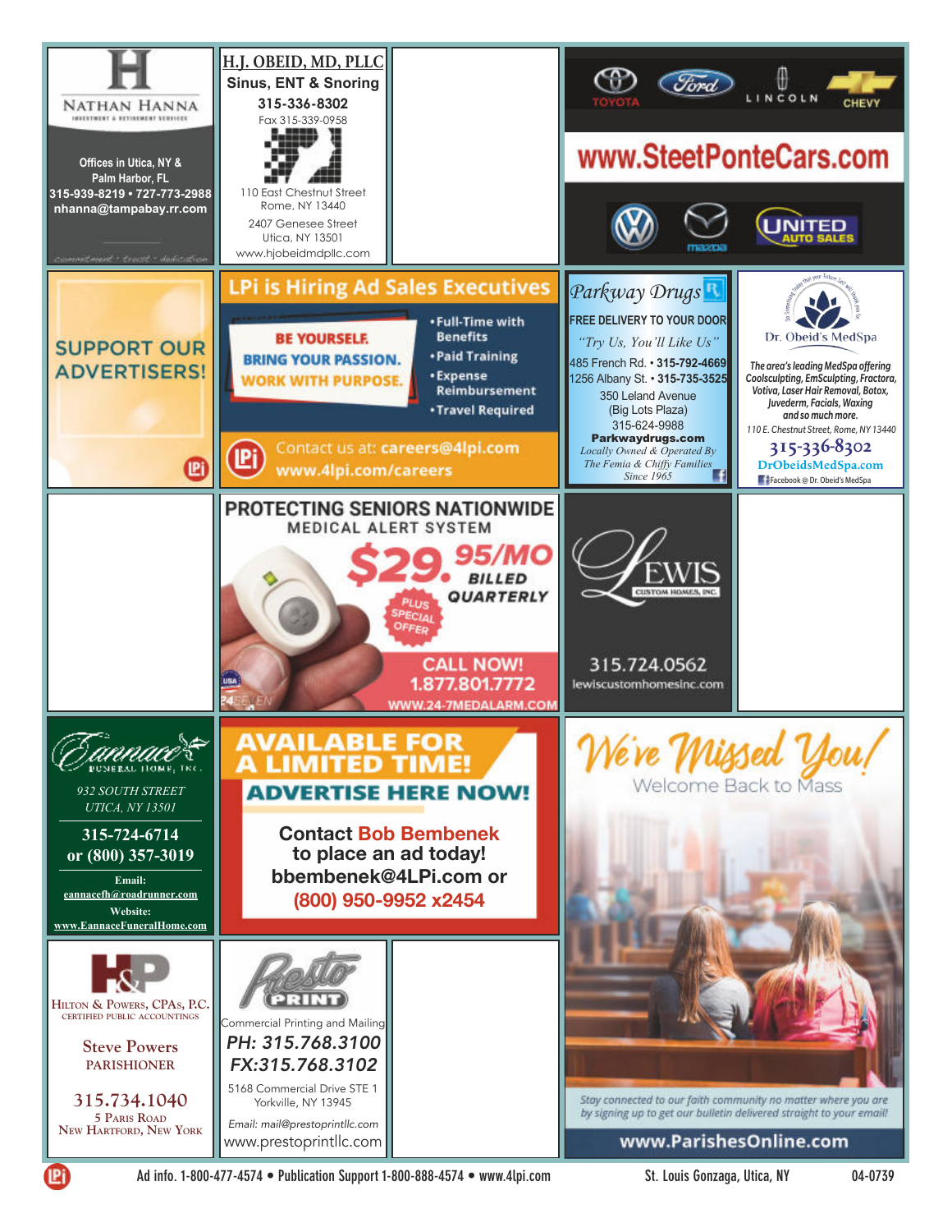**NATHAN HANNA**
INVESTMENT & RETIREMENT SERVICES

Offices in Utica, NY & Palm Harbor, FL
315-939-8219 • 727-773-2988
nhanna@tampabay.rr.com

commitment • trust • dedication

**H.J. OBEID, MD, PLLC**
**Sinus, ENT & Snoring**
**315-336-8302**
Fax 315-339-0958

110 East Chestnut Street
Rome, NY 13440

2407 Genesee Street
Utica, NY 13501

www.hjobeidmdpllc.com

TOYOTA · Ford · LINCOLN · CHEVY

**www.SteetPonteCars.com**

mazda · UNITED AUTO SALES

**SUPPORT OUR ADVERTISERS!**

## LPi is Hiring Ad Sales Executives

**BE YOURSELF.**
**BRING YOUR PASSION.**
**WORK WITH PURPOSE.**

- Full-Time with Benefits
- Paid Training
- Expense Reimbursement
- Travel Required

Contact us at: **careers@4lpi.com**
**www.4lpi.com/careers**

*Parkway Drugs*
**FREE DELIVERY TO YOUR DOOR**
*"Try Us, You'll Like Us"*
485 French Rd. • **315-792-4669**
1256 Albany St. • **315-735-3525**
350 Leland Avenue
(Big Lots Plaza)
315-624-9988
**Parkwaydrugs.com**
*Locally Owned & Operated By The Femia & Chiffy Families Since 1965*

Dr. Obeid's MedSpa
*The area's leading MedSpa offering Coolsculpting, EmSculpting, Fractora, Votiva, Laser Hair Removal, Botox, Juvederm, Facials, Waxing and so much more.*
*110 E. Chestnut Street, Rome, NY 13440*
**315-336-8302**
**DrObeidsMedSpa.com**
Facebook @ Dr. Obeid's MedSpa

**PROTECTING SENIORS NATIONWIDE**
MEDICAL ALERT SYSTEM
**$29.95/MO BILLED QUARTERLY**
PLUS SPECIAL OFFER
**CALL NOW!**
**1.877.801.7772**
**WWW.24-7MEDALARM.COM**

LEWIS CUSTOM HOMES, INC.
315.724.0562
lewiscustomhomesinc.com

*Eannace* FUNERAL HOME, INC.
*932 SOUTH STREET*
*UTICA, NY 13501*
**315-724-6714**
**or (800) 357-3019**
**Email:**
**eannacefh@roadrunner.com**
**Website:**
**www.EannaceFuneralHome.com**

**AVAILABLE FOR A LIMITED TIME!**
**ADVERTISE HERE NOW!**
**Contact Bob Bembenek to place an ad today!**
**bbembenek@4LPi.com or**
**(800) 950-9952 x2454**

*We've Missed You!*
Welcome Back to Mass

*Stay connected to our faith community no matter where you are by signing up to get our bulletin delivered straight to your email!*
**www.ParishesOnline.com**

H&P
HILTON & POWERS, CPAs, P.C.
CERTIFIED PUBLIC ACCOUNTANTS

Steve Powers
PARISHIONER

315.734.1040
5 PARIS ROAD
NEW HARTFORD, NEW YORK

Presto PRINT
Commercial Printing and Mailing
*PH: 315.768.3100*
*FX:315.768.3102*
5168 Commercial Drive STE 1
Yorkville, NY 13945
*Email: mail@prestoprintllc.com*
www.prestoprintllc.com

Ad info. 1-800-477-4574 • Publication Support 1-800-888-4574 • www.4lpi.com    St. Louis Gonzaga, Utica, NY    04-0739